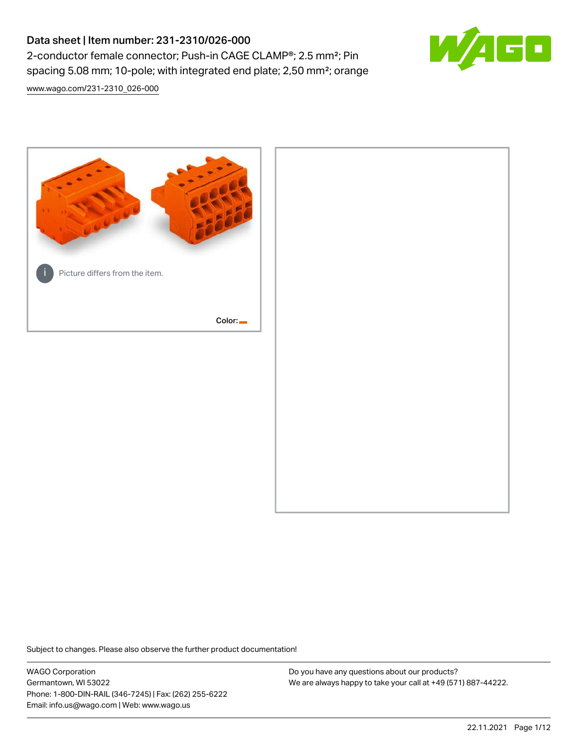# Data sheet | Item number: 231-2310/026-000

2-conductor female connector; Push-in CAGE CLAMP®; 2.5 mm²; Pin spacing 5.08 mm; 10-pole; with integrated end plate; 2,50 mm²; orange

www.wago.com/231-2310_026-000

Picture differs from the item.

Color:

Subject to changes. Please also observe the further product documentation!

WAGO Corporation
Germantown, WI 53022
Phone: 1-800-DIN-RAIL (346-7245) | Fax: (262) 255-6222
Email: info.us@wago.com | Web: www.wago.us

Do you have any questions about our products?
We are always happy to take your call at +49 (571) 887-44222.

22.11.2021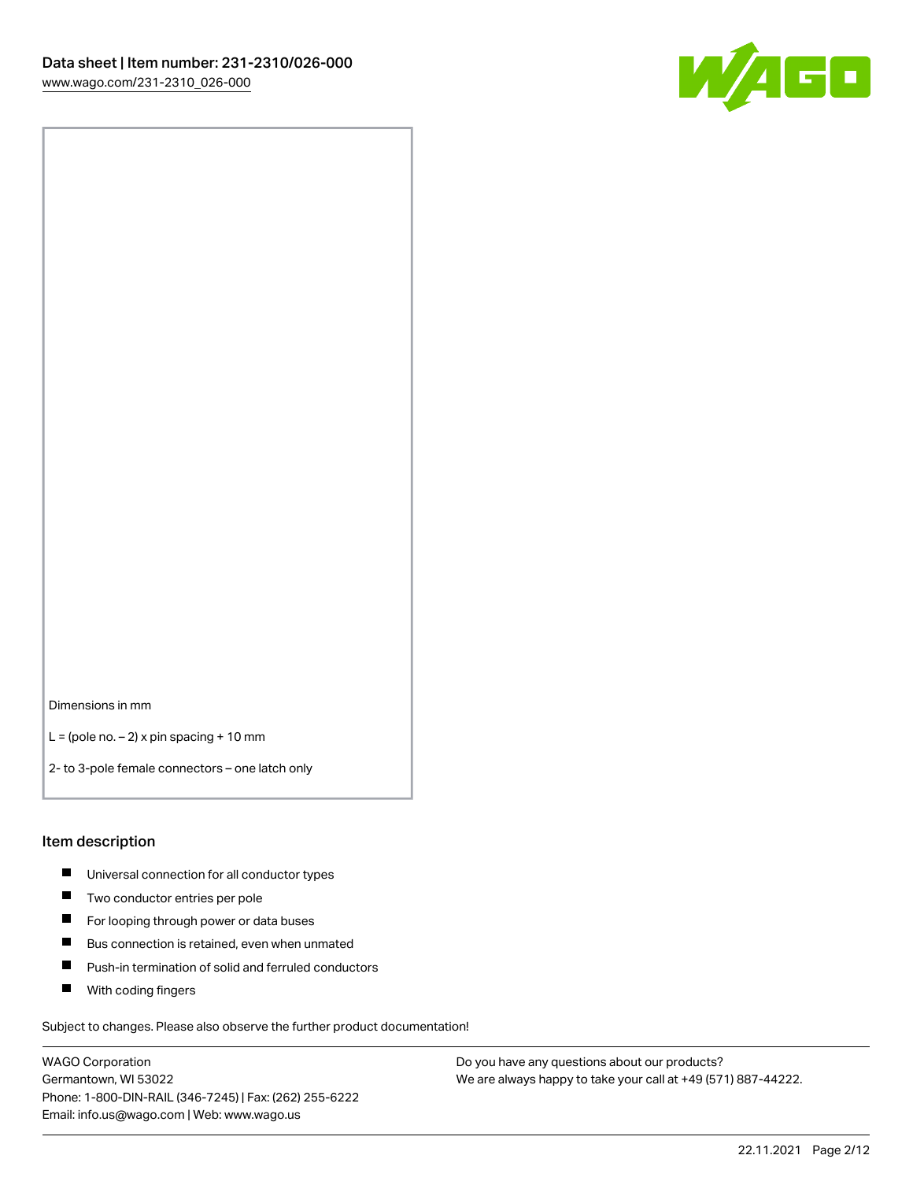Dimensions in mm

L = (pole no. – 2) x pin spacing + 10 mm

2- to 3-pole female connectors – one latch only

## Item description

- Universal connection for all conductor types
- Two conductor entries per pole
- For looping through power or data buses
- Bus connection is retained, even when unmated
- Push-in termination of solid and ferruled conductors
- With coding fingers

Subject to changes. Please also observe the further product documentation!

WAGO Corporation
Germantown, WI 53022
Phone: 1-800-DIN-RAIL (346-7245) | Fax: (262) 255-6222
Email: info.us@wago.com | Web: www.wago.us

Do you have any questions about our products?
We are always happy to take your call at +49 (571) 887-44222.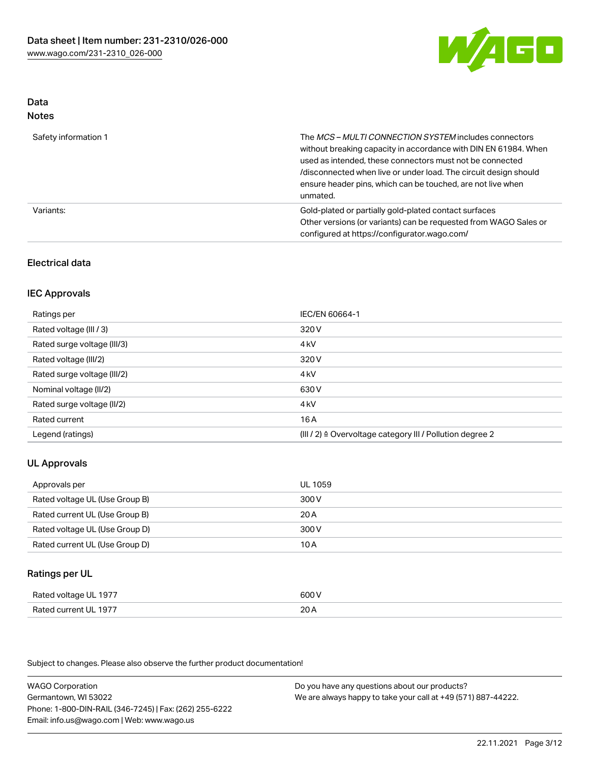## Data
### Notes

| | |
|---|---|
| Safety information 1 | The *MCS – MULTI CONNECTION SYSTEM* includes connectors without breaking capacity in accordance with DIN EN 61984. When used as intended, these connectors must not be connected /disconnected when live or under load. The circuit design should ensure header pins, which can be touched, are not live when unmated. |
| Variants: | Gold-plated or partially gold-plated contact surfaces<br>Other versions (or variants) can be requested from WAGO Sales or configured at https://configurator.wago.com/ |

### Electrical data

### IEC Approvals

| | |
|---|---|
| Ratings per | IEC/EN 60664-1 |
| Rated voltage (III / 3) | 320 V |
| Rated surge voltage (III/3) | 4 kV |
| Rated voltage (III/2) | 320 V |
| Rated surge voltage (III/2) | 4 kV |
| Nominal voltage (II/2) | 630 V |
| Rated surge voltage (II/2) | 4 kV |
| Rated current | 16 A |
| Legend (ratings) | (III / 2) ≙ Overvoltage category III / Pollution degree 2 |

### UL Approvals

| | |
|---|---|
| Approvals per | UL 1059 |
| Rated voltage UL (Use Group B) | 300 V |
| Rated current UL (Use Group B) | 20 A |
| Rated voltage UL (Use Group D) | 300 V |
| Rated current UL (Use Group D) | 10 A |

### Ratings per UL

| | |
|---|---|
| Rated voltage UL 1977 | 600 V |
| Rated current UL 1977 | 20 A |

Subject to changes. Please also observe the further product documentation!

WAGO Corporation
Germantown, WI 53022
Phone: 1-800-DIN-RAIL (346-7245) | Fax: (262) 255-6222
Email: info.us@wago.com | Web: www.wago.us

Do you have any questions about our products?
We are always happy to take your call at +49 (571) 887-44222.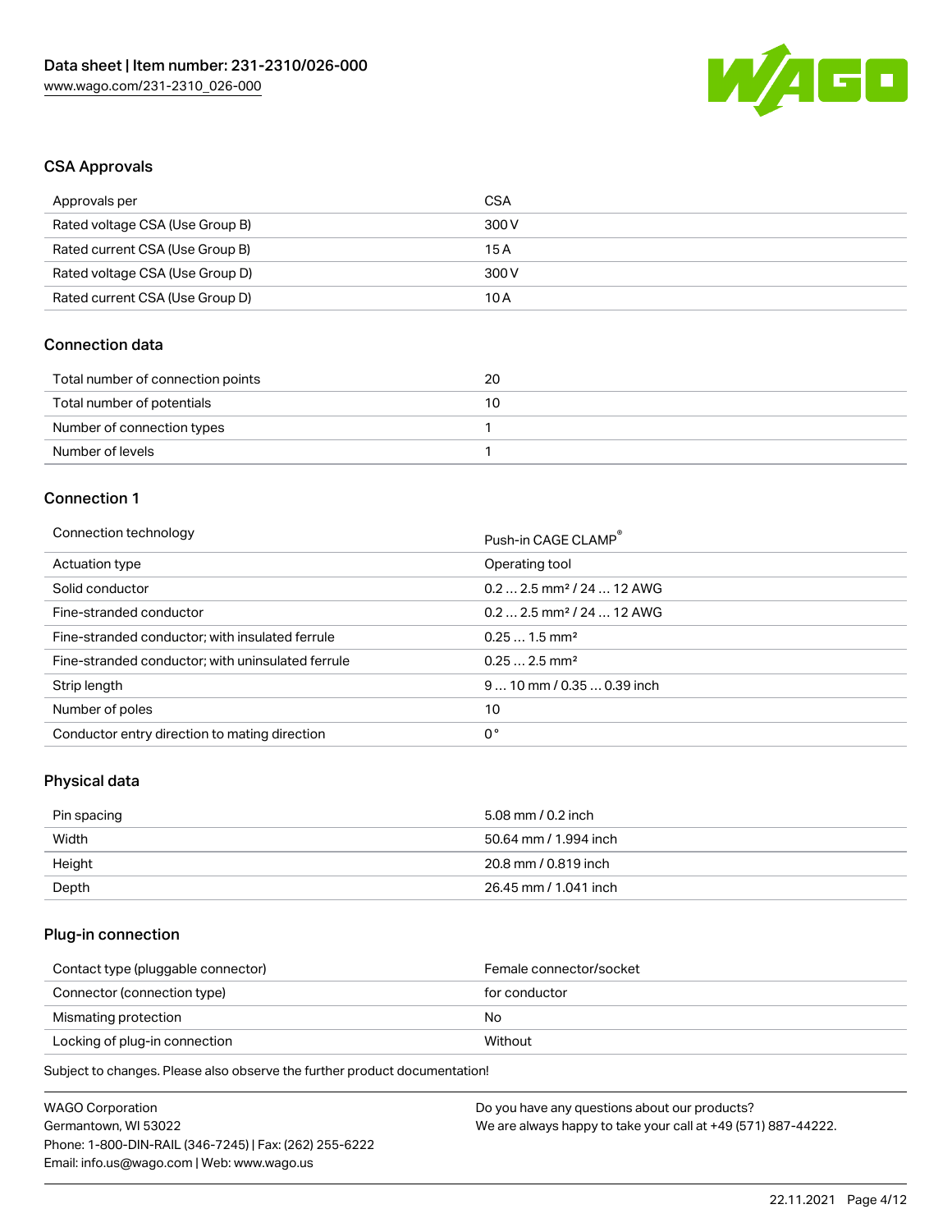## CSA Approvals

| Approvals per | CSA |
| --- | --- |
| Rated voltage CSA (Use Group B) | 300 V |
| Rated current CSA (Use Group B) | 15 A |
| Rated voltage CSA (Use Group D) | 300 V |
| Rated current CSA (Use Group D) | 10 A |

## Connection data

| Total number of connection points | 20 |
| --- | --- |
| Total number of potentials | 10 |
| Number of connection types | 1 |
| Number of levels | 1 |

## Connection 1

| Connection technology | Push-in CAGE CLAMP® |
| --- | --- |
| Actuation type | Operating tool |
| Solid conductor | 0.2 … 2.5 mm² / 24 … 12 AWG |
| Fine-stranded conductor | 0.2 … 2.5 mm² / 24 … 12 AWG |
| Fine-stranded conductor; with insulated ferrule | 0.25 … 1.5 mm² |
| Fine-stranded conductor; with uninsulated ferrule | 0.25 … 2.5 mm² |
| Strip length | 9 … 10 mm / 0.35 … 0.39 inch |
| Number of poles | 10 |
| Conductor entry direction to mating direction | 0 ° |

## Physical data

| Pin spacing | 5.08 mm / 0.2 inch |
| --- | --- |
| Width | 50.64 mm / 1.994 inch |
| Height | 20.8 mm / 0.819 inch |
| Depth | 26.45 mm / 1.041 inch |

## Plug-in connection

| Contact type (pluggable connector) | Female connector/socket |
| --- | --- |
| Connector (connection type) | for conductor |
| Mismating protection | No |
| Locking of plug-in connection | Without |

Subject to changes. Please also observe the further product documentation!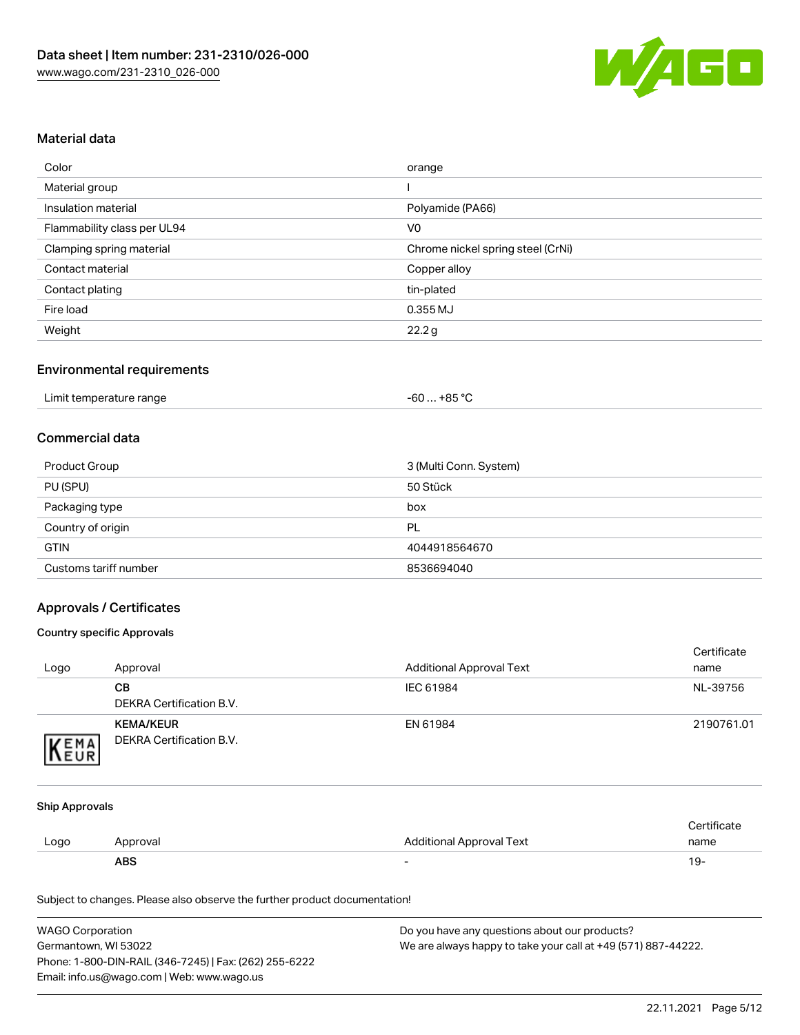## Material data

| | |
|---|---|
| Color | orange |
| Material group | I |
| Insulation material | Polyamide (PA66) |
| Flammability class per UL94 | V0 |
| Clamping spring material | Chrome nickel spring steel (CrNi) |
| Contact material | Copper alloy |
| Contact plating | tin-plated |
| Fire load | 0.355 MJ |
| Weight | 22.2 g |

## Environmental requirements

| | |
|---|---|
| Limit temperature range | -60 … +85 °C |

## Commercial data

| | |
|---|---|
| Product Group | 3 (Multi Conn. System) |
| PU (SPU) | 50 Stück |
| Packaging type | box |
| Country of origin | PL |
| GTIN | 4044918564670 |
| Customs tariff number | 8536694040 |

## Approvals / Certificates

### Country specific Approvals

| Logo | Approval | Additional Approval Text | Certificate name |
|---|---|---|---|
| | **CB**<br>DEKRA Certification B.V. | IEC 61984 | NL-39756 |
| | **KEMA/KEUR**<br>DEKRA Certification B.V. | EN 61984 | 2190761.01 |

### Ship Approvals

| Logo | Approval | Additional Approval Text | Certificate name |
|---|---|---|---|
| | **ABS** | - | 19- |

Subject to changes. Please also observe the further product documentation!

WAGO Corporation
Germantown, WI 53022
Phone: 1-800-DIN-RAIL (346-7245) | Fax: (262) 255-6222
Email: info.us@wago.com | Web: www.wago.us

Do you have any questions about our products?
We are always happy to take your call at +49 (571) 887-44222.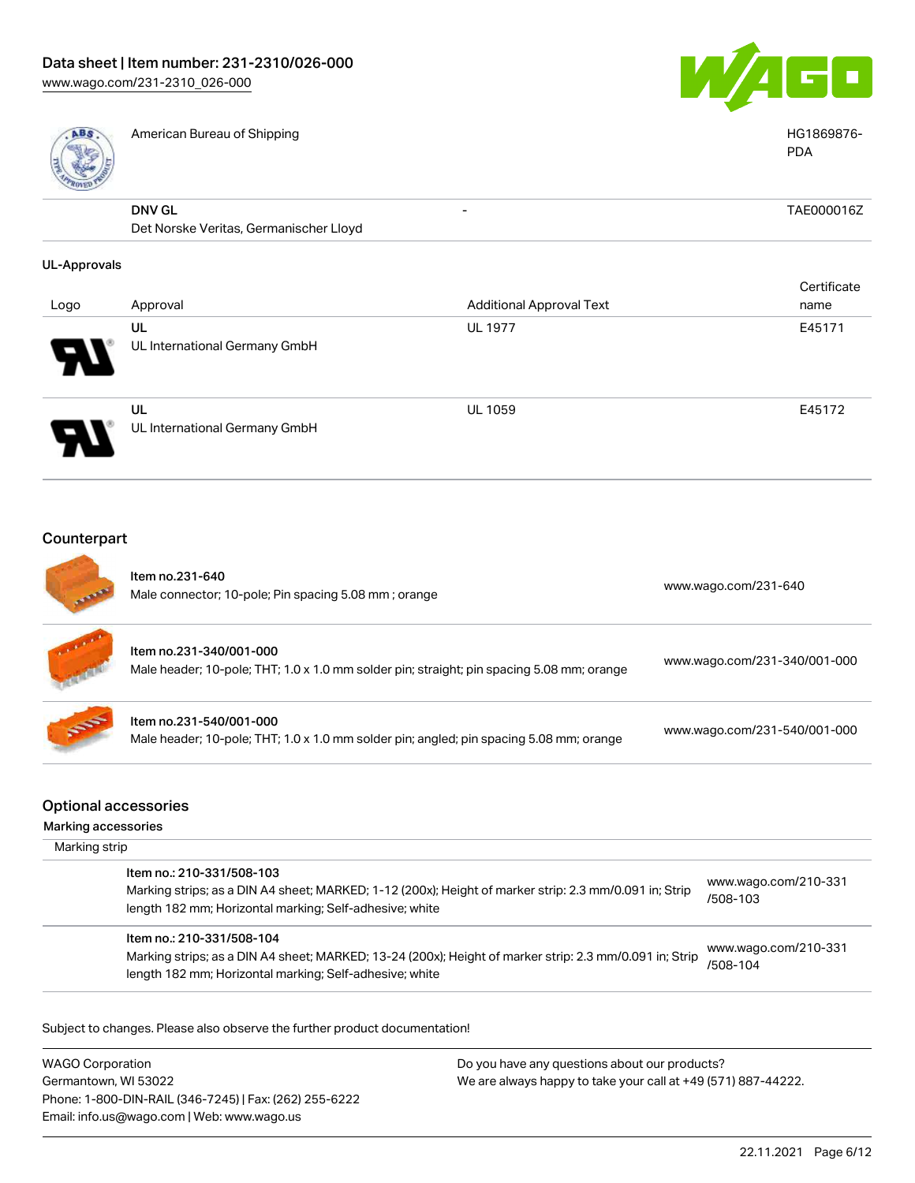| | | | |
|---|---|---|---|
| | American Bureau of Shipping | | HG1869876-PDA |
| | **DNV GL**<br>Det Norske Veritas, Germanischer Lloyd | - | TAE000016Z |

**UL-Approvals**

| Logo | Approval | Additional Approval Text | Certificate name |
|---|---|---|---|
| | **UL**<br>UL International Germany GmbH | UL 1977 | E45171 |
| | **UL**<br>UL International Germany GmbH | UL 1059 | E45172 |

## Counterpart

| | | |
|---|---|---|
| | Item no.231-640<br>Male connector; 10-pole; Pin spacing 5.08 mm ; orange | www.wago.com/231-640 |
| | Item no.231-340/001-000<br>Male header; 10-pole; THT; 1.0 x 1.0 mm solder pin; straight; pin spacing 5.08 mm; orange | www.wago.com/231-340/001-000 |
| | Item no.231-540/001-000<br>Male header; 10-pole; THT; 1.0 x 1.0 mm solder pin; angled; pin spacing 5.08 mm; orange | www.wago.com/231-540/001-000 |

## Optional accessories

**Marking accessories**

Marking strip

| | |
|---|---|
| Item no.: 210-331/508-103<br>Marking strips; as a DIN A4 sheet; MARKED; 1-12 (200x); Height of marker strip: 2.3 mm/0.091 in; Strip length 182 mm; Horizontal marking; Self-adhesive; white | www.wago.com/210-331/508-103 |
| Item no.: 210-331/508-104<br>Marking strips; as a DIN A4 sheet; MARKED; 13-24 (200x); Height of marker strip: 2.3 mm/0.091 in; Strip length 182 mm; Horizontal marking; Self-adhesive; white | www.wago.com/210-331/508-104 |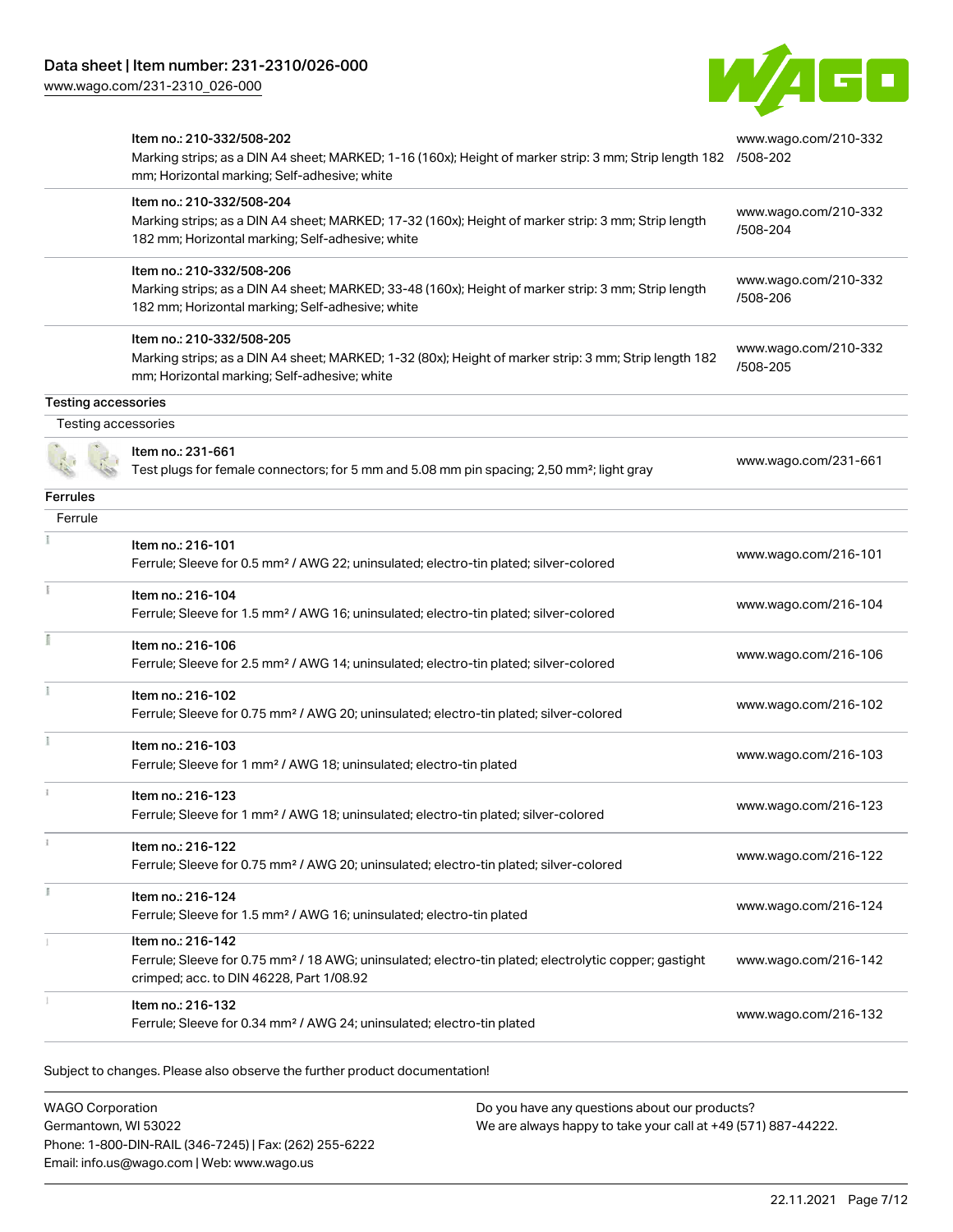| | | |
|---|---|---|
| | Item no.: 210-332/508-202<br>Marking strips; as a DIN A4 sheet; MARKED; 1-16 (160x); Height of marker strip: 3 mm; Strip length 182 mm; Horizontal marking; Self-adhesive; white | www.wago.com/210-332/508-202 |
| | Item no.: 210-332/508-204<br>Marking strips; as a DIN A4 sheet; MARKED; 17-32 (160x); Height of marker strip: 3 mm; Strip length 182 mm; Horizontal marking; Self-adhesive; white | www.wago.com/210-332/508-204 |
| | Item no.: 210-332/508-206<br>Marking strips; as a DIN A4 sheet; MARKED; 33-48 (160x); Height of marker strip: 3 mm; Strip length 182 mm; Horizontal marking; Self-adhesive; white | www.wago.com/210-332/508-206 |
| | Item no.: 210-332/508-205<br>Marking strips; as a DIN A4 sheet; MARKED; 1-32 (80x); Height of marker strip: 3 mm; Strip length 182 mm; Horizontal marking; Self-adhesive; white | www.wago.com/210-332/508-205 |

**Testing accessories**

Testing accessories

| | | |
|---|---|---|
| | Item no.: 231-661<br>Test plugs for female connectors; for 5 mm and 5.08 mm pin spacing; 2,50 mm²; light gray | www.wago.com/231-661 |

**Ferrules**

Ferrule

| | | |
|---|---|---|
| | Item no.: 216-101<br>Ferrule; Sleeve for 0.5 mm² / AWG 22; uninsulated; electro-tin plated; silver-colored | www.wago.com/216-101 |
| | Item no.: 216-104<br>Ferrule; Sleeve for 1.5 mm² / AWG 16; uninsulated; electro-tin plated; silver-colored | www.wago.com/216-104 |
| | Item no.: 216-106<br>Ferrule; Sleeve for 2.5 mm² / AWG 14; uninsulated; electro-tin plated; silver-colored | www.wago.com/216-106 |
| | Item no.: 216-102<br>Ferrule; Sleeve for 0.75 mm² / AWG 20; uninsulated; electro-tin plated; silver-colored | www.wago.com/216-102 |
| | Item no.: 216-103<br>Ferrule; Sleeve for 1 mm² / AWG 18; uninsulated; electro-tin plated | www.wago.com/216-103 |
| | Item no.: 216-123<br>Ferrule; Sleeve for 1 mm² / AWG 18; uninsulated; electro-tin plated; silver-colored | www.wago.com/216-123 |
| | Item no.: 216-122<br>Ferrule; Sleeve for 0.75 mm² / AWG 20; uninsulated; electro-tin plated; silver-colored | www.wago.com/216-122 |
| | Item no.: 216-124<br>Ferrule; Sleeve for 1.5 mm² / AWG 16; uninsulated; electro-tin plated | www.wago.com/216-124 |
| | Item no.: 216-142<br>Ferrule; Sleeve for 0.75 mm² / 18 AWG; uninsulated; electro-tin plated; electrolytic copper; gastight crimped; acc. to DIN 46228, Part 1/08.92 | www.wago.com/216-142 |
| | Item no.: 216-132<br>Ferrule; Sleeve for 0.34 mm² / AWG 24; uninsulated; electro-tin plated | www.wago.com/216-132 |

Subject to changes. Please also observe the further product documentation!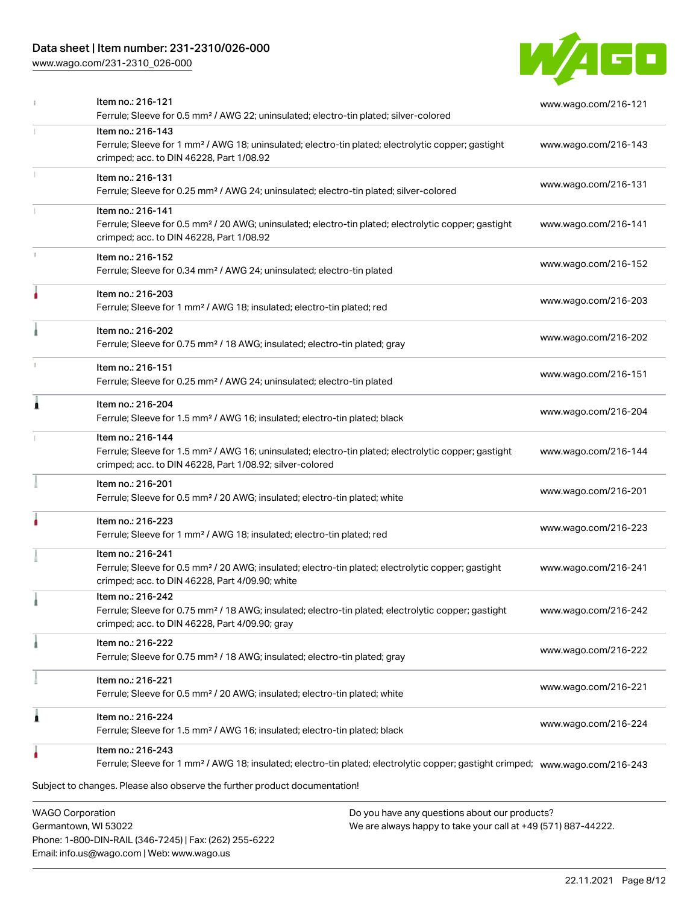| | | |
|---|---|---|
| | Item no.: 216-121<br>Ferrule; Sleeve for 0.5 mm² / AWG 22; uninsulated; electro-tin plated; silver-colored | www.wago.com/216-121 |
| | Item no.: 216-143<br>Ferrule; Sleeve for 1 mm² / AWG 18; uninsulated; electro-tin plated; electrolytic copper; gastight crimped; acc. to DIN 46228, Part 1/08.92 | www.wago.com/216-143 |
| | Item no.: 216-131<br>Ferrule; Sleeve for 0.25 mm² / AWG 24; uninsulated; electro-tin plated; silver-colored | www.wago.com/216-131 |
| | Item no.: 216-141<br>Ferrule; Sleeve for 0.5 mm² / 20 AWG; uninsulated; electro-tin plated; electrolytic copper; gastight crimped; acc. to DIN 46228, Part 1/08.92 | www.wago.com/216-141 |
| | Item no.: 216-152<br>Ferrule; Sleeve for 0.34 mm² / AWG 24; uninsulated; electro-tin plated | www.wago.com/216-152 |
| | Item no.: 216-203<br>Ferrule; Sleeve for 1 mm² / AWG 18; insulated; electro-tin plated; red | www.wago.com/216-203 |
| | Item no.: 216-202<br>Ferrule; Sleeve for 0.75 mm² / 18 AWG; insulated; electro-tin plated; gray | www.wago.com/216-202 |
| | Item no.: 216-151<br>Ferrule; Sleeve for 0.25 mm² / AWG 24; uninsulated; electro-tin plated | www.wago.com/216-151 |
| | Item no.: 216-204<br>Ferrule; Sleeve for 1.5 mm² / AWG 16; insulated; electro-tin plated; black | www.wago.com/216-204 |
| | Item no.: 216-144<br>Ferrule; Sleeve for 1.5 mm² / AWG 16; uninsulated; electro-tin plated; electrolytic copper; gastight crimped; acc. to DIN 46228, Part 1/08.92; silver-colored | www.wago.com/216-144 |
| | Item no.: 216-201<br>Ferrule; Sleeve for 0.5 mm² / 20 AWG; insulated; electro-tin plated; white | www.wago.com/216-201 |
| | Item no.: 216-223<br>Ferrule; Sleeve for 1 mm² / AWG 18; insulated; electro-tin plated; red | www.wago.com/216-223 |
| | Item no.: 216-241<br>Ferrule; Sleeve for 0.5 mm² / 20 AWG; insulated; electro-tin plated; electrolytic copper; gastight crimped; acc. to DIN 46228, Part 4/09.90; white | www.wago.com/216-241 |
| | Item no.: 216-242<br>Ferrule; Sleeve for 0.75 mm² / 18 AWG; insulated; electro-tin plated; electrolytic copper; gastight crimped; acc. to DIN 46228, Part 4/09.90; gray | www.wago.com/216-242 |
| | Item no.: 216-222<br>Ferrule; Sleeve for 0.75 mm² / 18 AWG; insulated; electro-tin plated; gray | www.wago.com/216-222 |
| | Item no.: 216-221<br>Ferrule; Sleeve for 0.5 mm² / 20 AWG; insulated; electro-tin plated; white | www.wago.com/216-221 |
| | Item no.: 216-224<br>Ferrule; Sleeve for 1.5 mm² / AWG 16; insulated; electro-tin plated; black | www.wago.com/216-224 |
| | Item no.: 216-243<br>Ferrule; Sleeve for 1 mm² / AWG 18; insulated; electro-tin plated; electrolytic copper; gastight crimped; | www.wago.com/216-243 |

Subject to changes. Please also observe the further product documentation!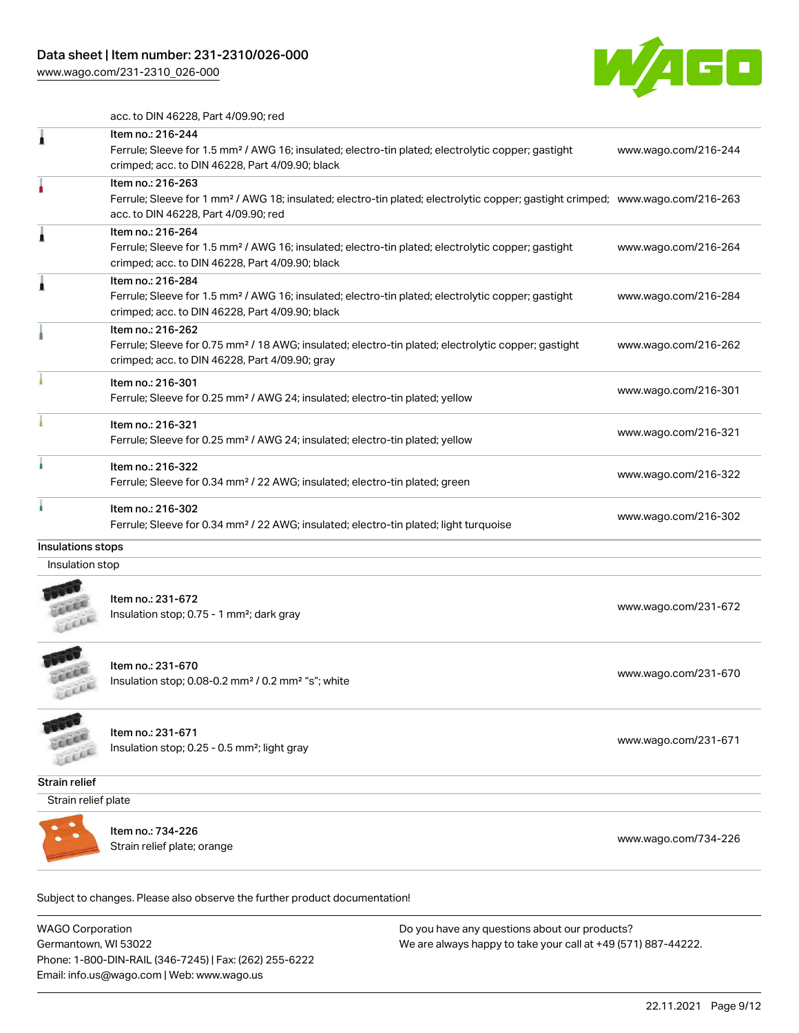acc. to DIN 46228, Part 4/09.90; red

| | | |
|---|---|---|
| | Item no.: 216-244<br>Ferrule; Sleeve for 1.5 mm² / AWG 16; insulated; electro-tin plated; electrolytic copper; gastight crimped; acc. to DIN 46228, Part 4/09.90; black | www.wago.com/216-244 |
| | Item no.: 216-263<br>Ferrule; Sleeve for 1 mm² / AWG 18; insulated; electro-tin plated; electrolytic copper; gastight crimped; acc. to DIN 46228, Part 4/09.90; red | www.wago.com/216-263 |
| | Item no.: 216-264<br>Ferrule; Sleeve for 1.5 mm² / AWG 16; insulated; electro-tin plated; electrolytic copper; gastight crimped; acc. to DIN 46228, Part 4/09.90; black | www.wago.com/216-264 |
| | Item no.: 216-284<br>Ferrule; Sleeve for 1.5 mm² / AWG 16; insulated; electro-tin plated; electrolytic copper; gastight crimped; acc. to DIN 46228, Part 4/09.90; black | www.wago.com/216-284 |
| | Item no.: 216-262<br>Ferrule; Sleeve for 0.75 mm² / 18 AWG; insulated; electro-tin plated; electrolytic copper; gastight crimped; acc. to DIN 46228, Part 4/09.90; gray | www.wago.com/216-262 |
| | Item no.: 216-301<br>Ferrule; Sleeve for 0.25 mm² / AWG 24; insulated; electro-tin plated; yellow | www.wago.com/216-301 |
| | Item no.: 216-321<br>Ferrule; Sleeve for 0.25 mm² / AWG 24; insulated; electro-tin plated; yellow | www.wago.com/216-321 |
| | Item no.: 216-322<br>Ferrule; Sleeve for 0.34 mm² / 22 AWG; insulated; electro-tin plated; green | www.wago.com/216-322 |
| | Item no.: 216-302<br>Ferrule; Sleeve for 0.34 mm² / 22 AWG; insulated; electro-tin plated; light turquoise | www.wago.com/216-302 |

## Insulations stops

Insulation stop

| | | |
|---|---|---|
| | Item no.: 231-672<br>Insulation stop; 0.75 - 1 mm²; dark gray | www.wago.com/231-672 |
| | Item no.: 231-670<br>Insulation stop; 0.08-0.2 mm² / 0.2 mm² "s"; white | www.wago.com/231-670 |
| | Item no.: 231-671<br>Insulation stop; 0.25 - 0.5 mm²; light gray | www.wago.com/231-671 |

## Strain relief

Strain relief plate

| | | |
|---|---|---|
| | Item no.: 734-226<br>Strain relief plate; orange | www.wago.com/734-226 |

Subject to changes. Please also observe the further product documentation!

WAGO Corporation
Germantown, WI 53022
Phone: 1-800-DIN-RAIL (346-7245) | Fax: (262) 255-6222
Email: info.us@wago.com | Web: www.wago.us

Do you have any questions about our products?
We are always happy to take your call at +49 (571) 887-44222.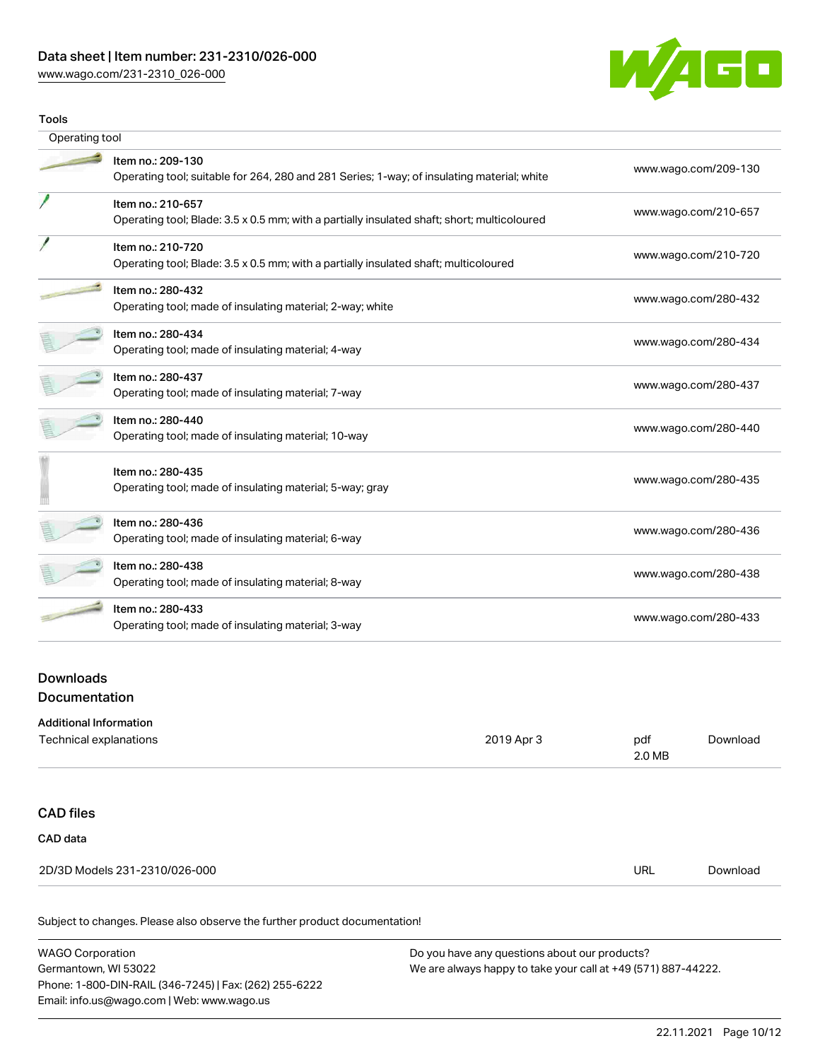### Tools

| Operating tool | |
|---|---|
| Item no.: 209-130<br>Operating tool; suitable for 264, 280 and 281 Series; 1-way; of insulating material; white | www.wago.com/209-130 |
| Item no.: 210-657<br>Operating tool; Blade: 3.5 x 0.5 mm; with a partially insulated shaft; short; multicoloured | www.wago.com/210-657 |
| Item no.: 210-720<br>Operating tool; Blade: 3.5 x 0.5 mm; with a partially insulated shaft; multicoloured | www.wago.com/210-720 |
| Item no.: 280-432<br>Operating tool; made of insulating material; 2-way; white | www.wago.com/280-432 |
| Item no.: 280-434<br>Operating tool; made of insulating material; 4-way | www.wago.com/280-434 |
| Item no.: 280-437<br>Operating tool; made of insulating material; 7-way | www.wago.com/280-437 |
| Item no.: 280-440<br>Operating tool; made of insulating material; 10-way | www.wago.com/280-440 |
| Item no.: 280-435<br>Operating tool; made of insulating material; 5-way; gray | www.wago.com/280-435 |
| Item no.: 280-436<br>Operating tool; made of insulating material; 6-way | www.wago.com/280-436 |
| Item no.: 280-438<br>Operating tool; made of insulating material; 8-way | www.wago.com/280-438 |
| Item no.: 280-433<br>Operating tool; made of insulating material; 3-way | www.wago.com/280-433 |

## Downloads

### Documentation

**Additional Information**

| | | | |
|---|---|---|---|
| Technical explanations | 2019 Apr 3 | pdf<br>2.0 MB | Download |

## CAD files

**CAD data**

| | | |
|---|---|---|
| 2D/3D Models 231-2310/026-000 | URL | Download |

Subject to changes. Please also observe the further product documentation!

WAGO Corporation
Germantown, WI 53022
Phone: 1-800-DIN-RAIL (346-7245) | Fax: (262) 255-6222
Email: info.us@wago.com | Web: www.wago.us

Do you have any questions about our products?
We are always happy to take your call at +49 (571) 887-44222.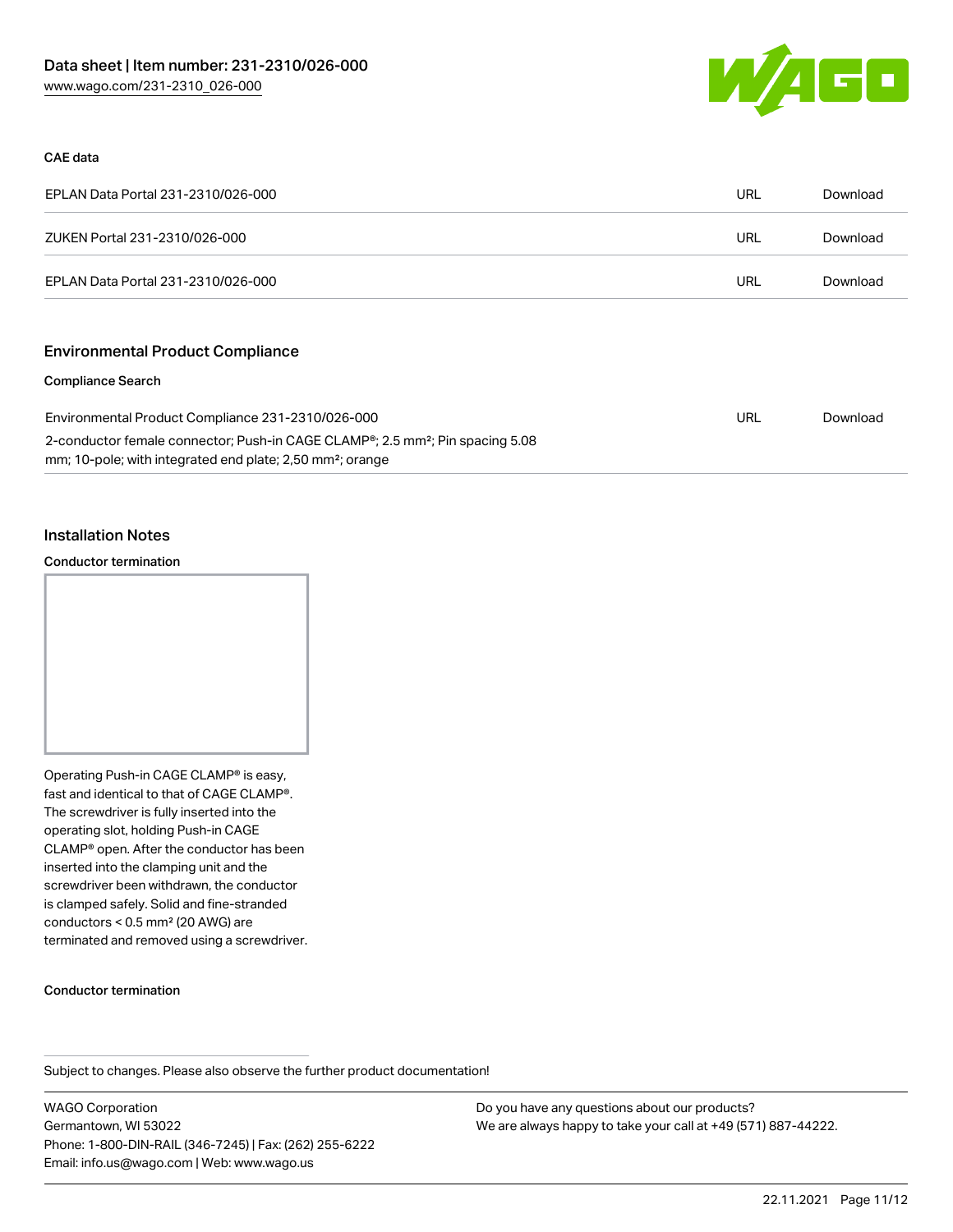### CAE data

| | | |
|---|---|---|
| EPLAN Data Portal 231-2310/026-000 | URL | Download |
| ZUKEN Portal 231-2310/026-000 | URL | Download |
| EPLAN Data Portal 231-2310/026-000 | URL | Download |

## Environmental Product Compliance

### Compliance Search

| | | |
|---|---|---|
| Environmental Product Compliance 231-2310/026-000<br>2-conductor female connector; Push-in CAGE CLAMP®; 2.5 mm²; Pin spacing 5.08 mm; 10-pole; with integrated end plate; 2,50 mm²; orange | URL | Download |

## Installation Notes

### Conductor termination

Operating Push-in CAGE CLAMP® is easy, fast and identical to that of CAGE CLAMP®. The screwdriver is fully inserted into the operating slot, holding Push-in CAGE CLAMP® open. After the conductor has been inserted into the clamping unit and the screwdriver been withdrawn, the conductor is clamped safely. Solid and fine-stranded conductors < 0.5 mm² (20 AWG) are terminated and removed using a screwdriver.

### Conductor termination

Subject to changes. Please also observe the further product documentation!

WAGO Corporation
Germantown, WI 53022
Phone: 1-800-DIN-RAIL (346-7245) | Fax: (262) 255-6222
Email: info.us@wago.com | Web: www.wago.us

Do you have any questions about our products?
We are always happy to take your call at +49 (571) 887-44222.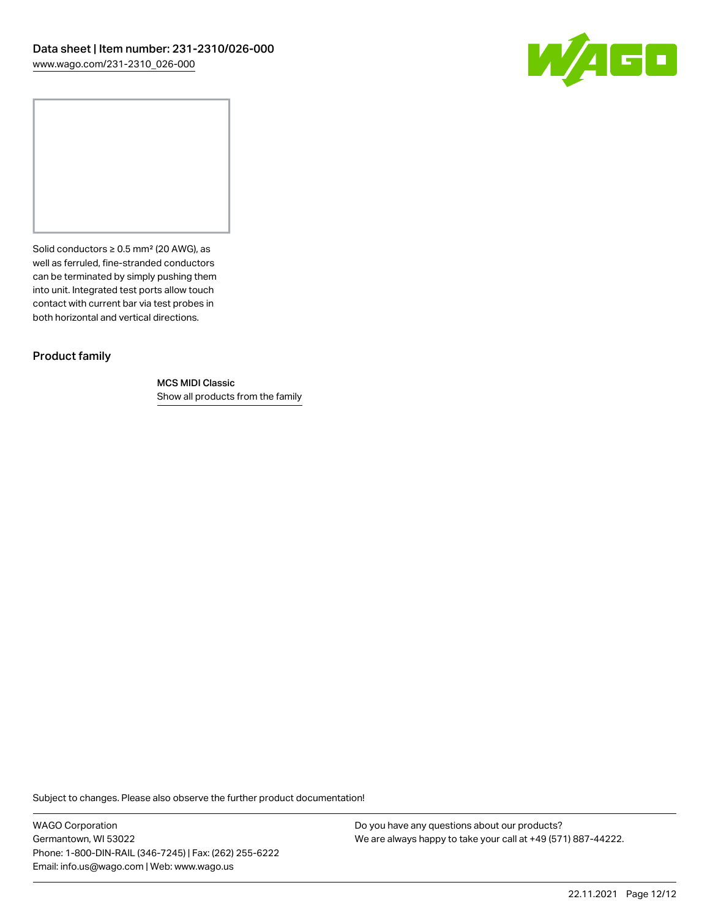Solid conductors ≥ 0.5 mm² (20 AWG), as well as ferruled, fine-stranded conductors can be terminated by simply pushing them into unit. Integrated test ports allow touch contact with current bar via test probes in both horizontal and vertical directions.

## Product family

MCS MIDI Classic
Show all products from the family

Subject to changes. Please also observe the further product documentation!

WAGO Corporation
Germantown, WI 53022
Phone: 1-800-DIN-RAIL (346-7245) | Fax: (262) 255-6222
Email: info.us@wago.com | Web: www.wago.us

Do you have any questions about our products?
We are always happy to take your call at +49 (571) 887-44222.